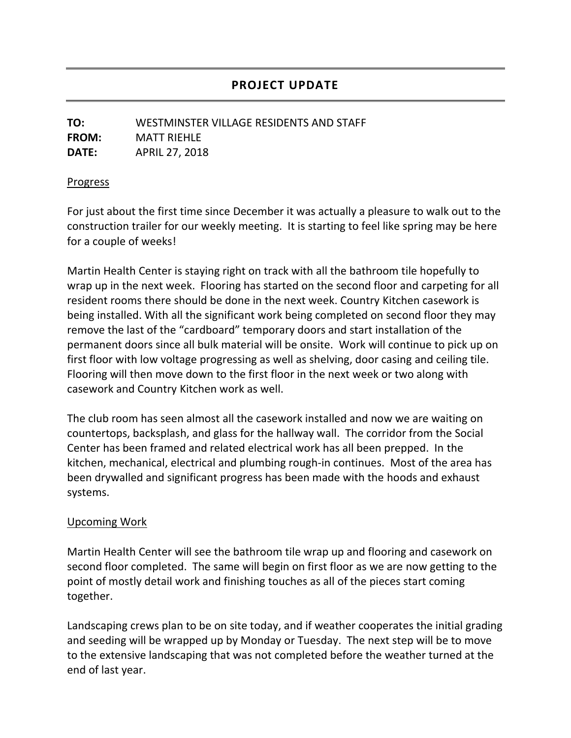# PROJECT UPDATE

**TO:** WESTMINSTER VILLAGE RESIDENTS AND STAFF
**FROM:** MATT RIEHLE
**DATE:** APRIL 27, 2018

## Progress

For just about the first time since December it was actually a pleasure to walk out to the construction trailer for our weekly meeting. It is starting to feel like spring may be here for a couple of weeks!

Martin Health Center is staying right on track with all the bathroom tile hopefully to wrap up in the next week. Flooring has started on the second floor and carpeting for all resident rooms there should be done in the next week. Country Kitchen casework is being installed. With all the significant work being completed on second floor they may remove the last of the "cardboard" temporary doors and start installation of the permanent doors since all bulk material will be onsite. Work will continue to pick up on first floor with low voltage progressing as well as shelving, door casing and ceiling tile. Flooring will then move down to the first floor in the next week or two along with casework and Country Kitchen work as well.

The club room has seen almost all the casework installed and now we are waiting on countertops, backsplash, and glass for the hallway wall. The corridor from the Social Center has been framed and related electrical work has all been prepped. In the kitchen, mechanical, electrical and plumbing rough-in continues. Most of the area has been drywalled and significant progress has been made with the hoods and exhaust systems.

## Upcoming Work

Martin Health Center will see the bathroom tile wrap up and flooring and casework on second floor completed. The same will begin on first floor as we are now getting to the point of mostly detail work and finishing touches as all of the pieces start coming together.

Landscaping crews plan to be on site today, and if weather cooperates the initial grading and seeding will be wrapped up by Monday or Tuesday. The next step will be to move to the extensive landscaping that was not completed before the weather turned at the end of last year.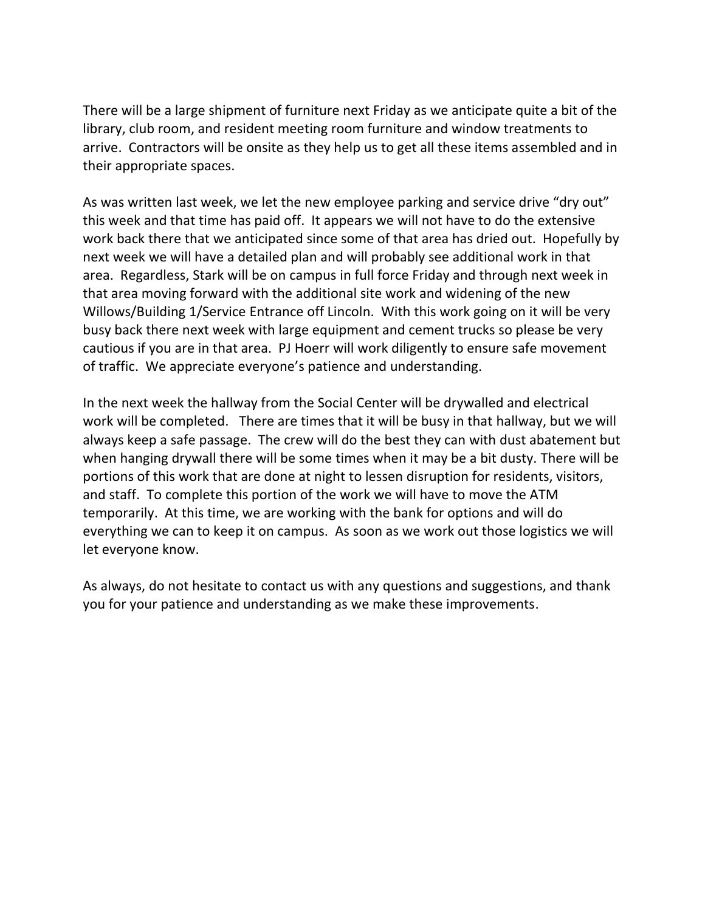There will be a large shipment of furniture next Friday as we anticipate quite a bit of the library, club room, and resident meeting room furniture and window treatments to arrive. Contractors will be onsite as they help us to get all these items assembled and in their appropriate spaces.

As was written last week, we let the new employee parking and service drive "dry out" this week and that time has paid off. It appears we will not have to do the extensive work back there that we anticipated since some of that area has dried out. Hopefully by next week we will have a detailed plan and will probably see additional work in that area. Regardless, Stark will be on campus in full force Friday and through next week in that area moving forward with the additional site work and widening of the new Willows/Building 1/Service Entrance off Lincoln. With this work going on it will be very busy back there next week with large equipment and cement trucks so please be very cautious if you are in that area. PJ Hoerr will work diligently to ensure safe movement of traffic. We appreciate everyone's patience and understanding.

In the next week the hallway from the Social Center will be drywalled and electrical work will be completed. There are times that it will be busy in that hallway, but we will always keep a safe passage. The crew will do the best they can with dust abatement but when hanging drywall there will be some times when it may be a bit dusty. There will be portions of this work that are done at night to lessen disruption for residents, visitors, and staff. To complete this portion of the work we will have to move the ATM temporarily. At this time, we are working with the bank for options and will do everything we can to keep it on campus. As soon as we work out those logistics we will let everyone know.

As always, do not hesitate to contact us with any questions and suggestions, and thank you for your patience and understanding as we make these improvements.